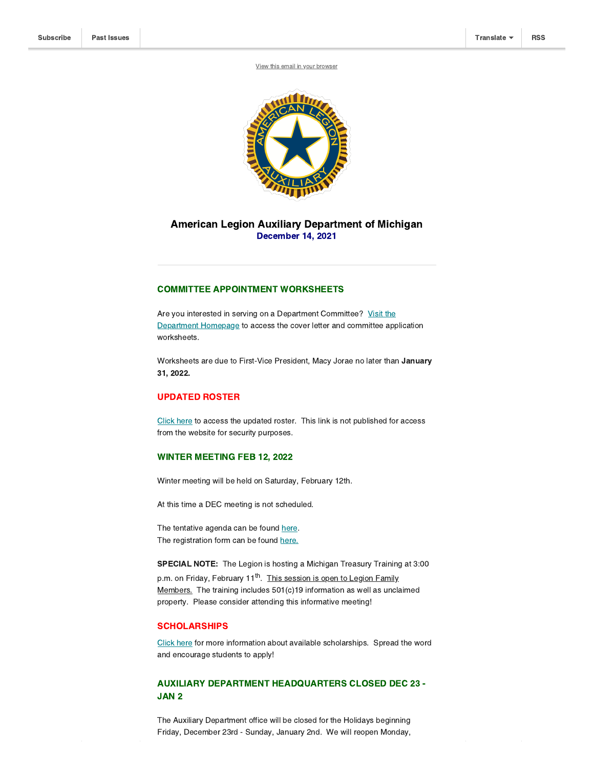Subscribe | Past Issues | Translate | RSS

View this email in your browser

# American Legion Auxiliary Department of Michigan

**December 14, 2021**

---

## COMMITTEE APPOINTMENT WORKSHEETS

Are you interested in serving on a Department Committee? Visit the Department Homepage to access the cover letter and committee application worksheets.

Worksheets are due to First-Vice President, Macy Jorae no later than **January 31, 2022.**

## UPDATED ROSTER

Click here to access the updated roster. This link is not published for access from the website for security purposes.

## WINTER MEETING FEB 12, 2022

Winter meeting will be held on Saturday, February 12th.

At this time a DEC meeting is not scheduled.

The tentative agenda can be found here.
The registration form can be found here.

**SPECIAL NOTE:** The Legion is hosting a Michigan Treasury Training at 3:00 p.m. on Friday, February 11th. This session is open to Legion Family Members. The training includes 501(c)19 information as well as unclaimed property. Please consider attending this informative meeting!

## SCHOLARSHIPS

Click here for more information about available scholarships. Spread the word and encourage students to apply!

## AUXILIARY DEPARTMENT HEADQUARTERS CLOSED DEC 23 - JAN 2

The Auxiliary Department office will be closed for the Holidays beginning Friday, December 23rd - Sunday, January 2nd. We will reopen Monday,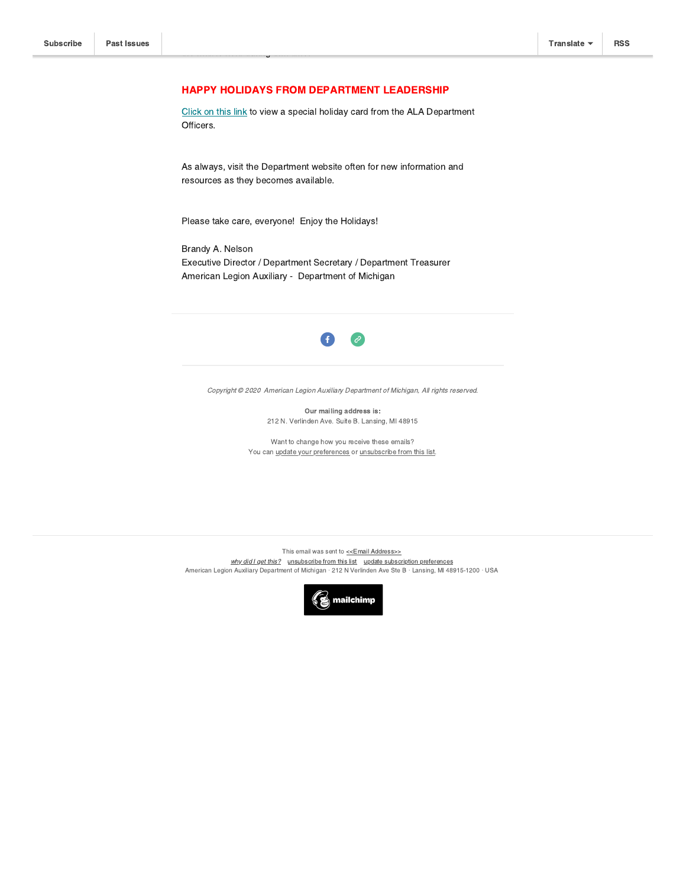Subscribe | Past Issues | Translate | RSS

## HAPPY HOLIDAYS FROM DEPARTMENT LEADERSHIP

Click on this link to view a special holiday card from the ALA Department Officers.

As always, visit the Department website often for new information and resources as they becomes available.

Please take care, everyone!  Enjoy the Holidays!

Brandy A. Nelson
Executive Director / Department Secretary / Department Treasurer
American Legion Auxiliary -  Department of Michigan

---

*Copyright © 2020  American Legion Auxiliary Department of Michigan, All rights reserved.*

**Our mailing address is:**
212 N. Verlinden Ave. Suite B. Lansing, MI 48915

Want to change how you receive these emails?
You can update your preferences or unsubscribe from this list.

---

This email was sent to <<Email Address>>
*why did I get this?*   unsubscribe from this list   update subscription preferences
American Legion Auxiliary Department of Michigan · 212 N Verlinden Ave Ste B · Lansing, MI 48915-1200 · USA

mailchimp